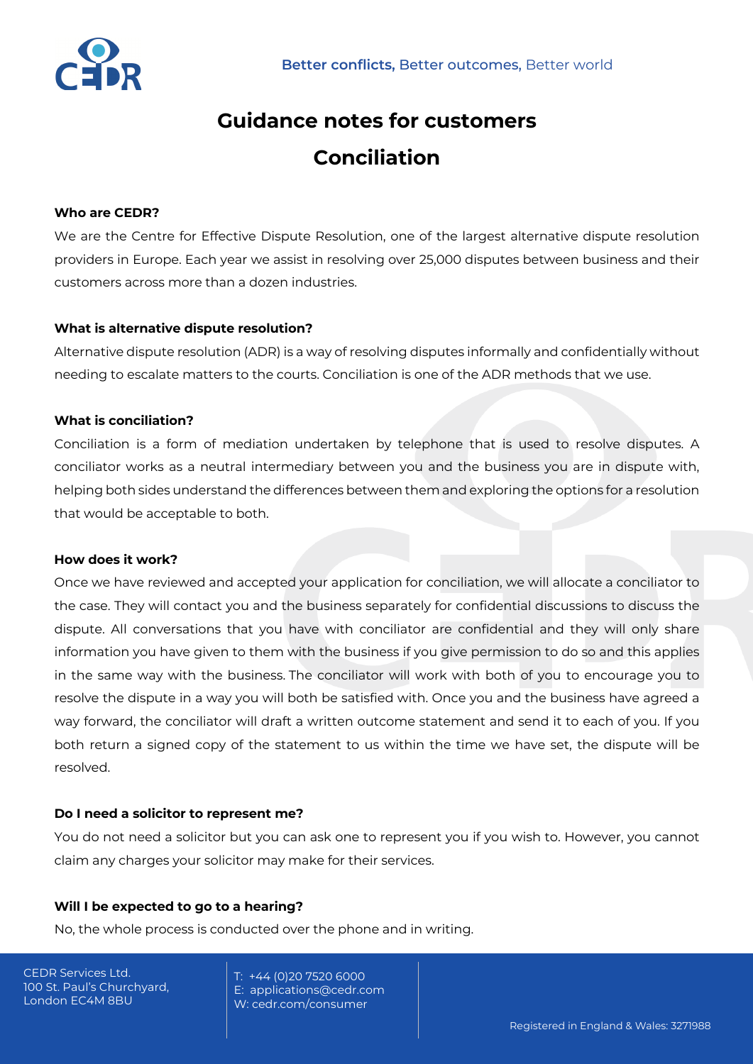Better conflicts, Better outcomes, Better world

# Guidance notes for customers

# Conciliation

### Who are CEDR?

We are the Centre for Effective Dispute Resolution, one of the largest alternative dispute resolution providers in Europe. Each year we assist in resolving over 25,000 disputes between business and their customers across more than a dozen industries.

### What is alternative dispute resolution?

Alternative dispute resolution (ADR) is a way of resolving disputes informally and confidentially without needing to escalate matters to the courts. Conciliation is one of the ADR methods that we use.

### What is conciliation?

Conciliation is a form of mediation undertaken by telephone that is used to resolve disputes. A conciliator works as a neutral intermediary between you and the business you are in dispute with, helping both sides understand the differences between them and exploring the options for a resolution that would be acceptable to both.

### How does it work?

Once we have reviewed and accepted your application for conciliation, we will allocate a conciliator to the case. They will contact you and the business separately for confidential discussions to discuss the dispute. All conversations that you have with conciliator are confidential and they will only share information you have given to them with the business if you give permission to do so and this applies in the same way with the business. The conciliator will work with both of you to encourage you to resolve the dispute in a way you will both be satisfied with. Once you and the business have agreed a way forward, the conciliator will draft a written outcome statement and send it to each of you. If you both return a signed copy of the statement to us within the time we have set, the dispute will be resolved.

### Do I need a solicitor to represent me?

You do not need a solicitor but you can ask one to represent you if you wish to. However, you cannot claim any charges your solicitor may make for their services.

### Will I be expected to go to a hearing?

No, the whole process is conducted over the phone and in writing.

CEDR Services Ltd.
100 St. Paul's Churchyard,
London EC4M 8BU

T: +44 (0)20 7520 6000
E: applications@cedr.com
W: cedr.com/consumer

Registered in England & Wales: 3271988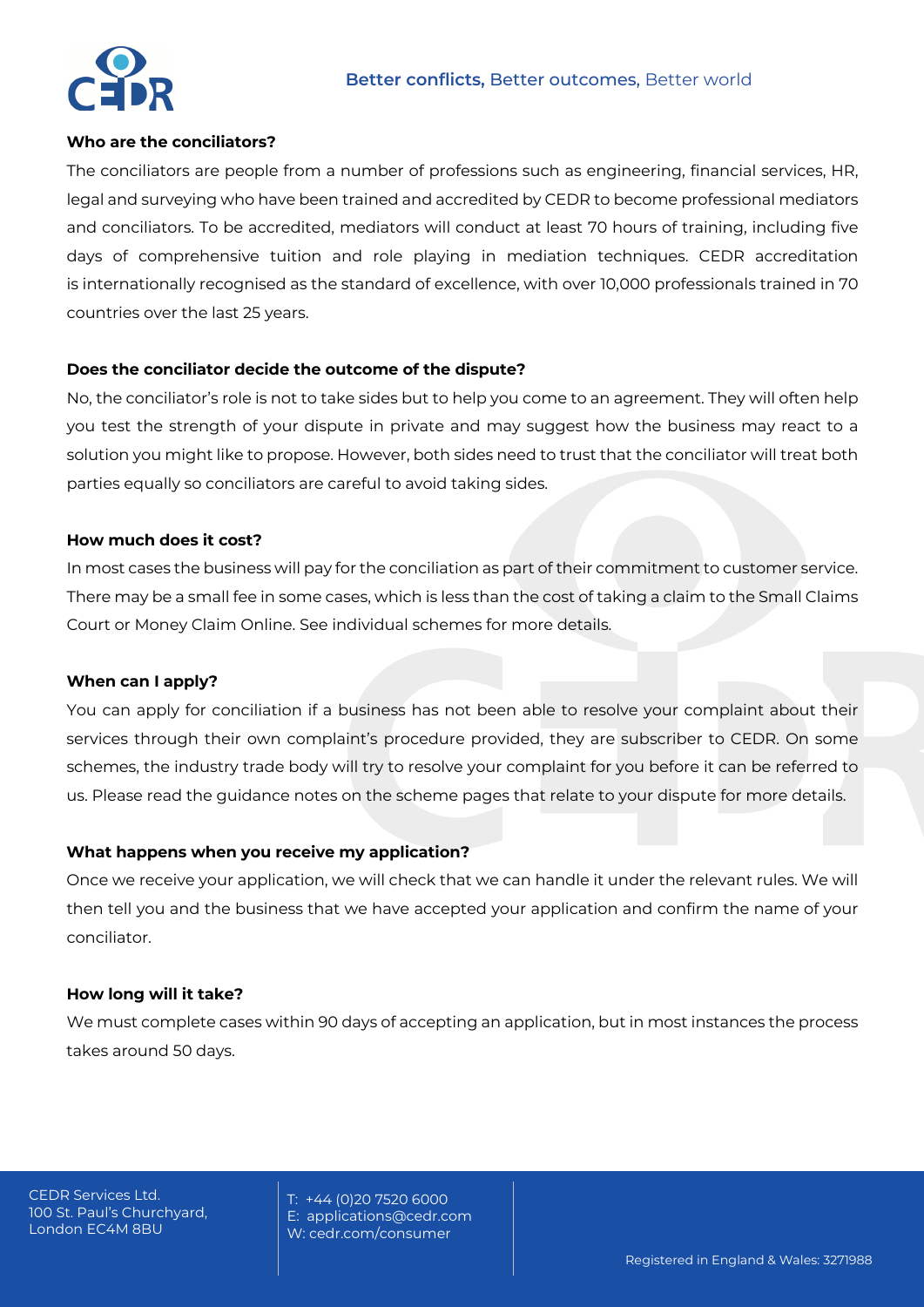#### Who are the conciliators?

The conciliators are people from a number of professions such as engineering, financial services, HR, legal and surveying who have been trained and accredited by CEDR to become professional mediators and conciliators. To be accredited, mediators will conduct at least 70 hours of training, including five days of comprehensive tuition and role playing in mediation techniques. CEDR accreditation is internationally recognised as the standard of excellence, with over 10,000 professionals trained in 70 countries over the last 25 years.

#### Does the conciliator decide the outcome of the dispute?

No, the conciliator's role is not to take sides but to help you come to an agreement. They will often help you test the strength of your dispute in private and may suggest how the business may react to a solution you might like to propose. However, both sides need to trust that the conciliator will treat both parties equally so conciliators are careful to avoid taking sides.

#### How much does it cost?

In most cases the business will pay for the conciliation as part of their commitment to customer service. There may be a small fee in some cases, which is less than the cost of taking a claim to the Small Claims Court or Money Claim Online. See individual schemes for more details.

#### When can I apply?

You can apply for conciliation if a business has not been able to resolve your complaint about their services through their own complaint's procedure provided, they are subscriber to CEDR. On some schemes, the industry trade body will try to resolve your complaint for you before it can be referred to us. Please read the guidance notes on the scheme pages that relate to your dispute for more details.

#### What happens when you receive my application?

Once we receive your application, we will check that we can handle it under the relevant rules. We will then tell you and the business that we have accepted your application and confirm the name of your conciliator.

#### How long will it take?

We must complete cases within 90 days of accepting an application, but in most instances the process takes around 50 days.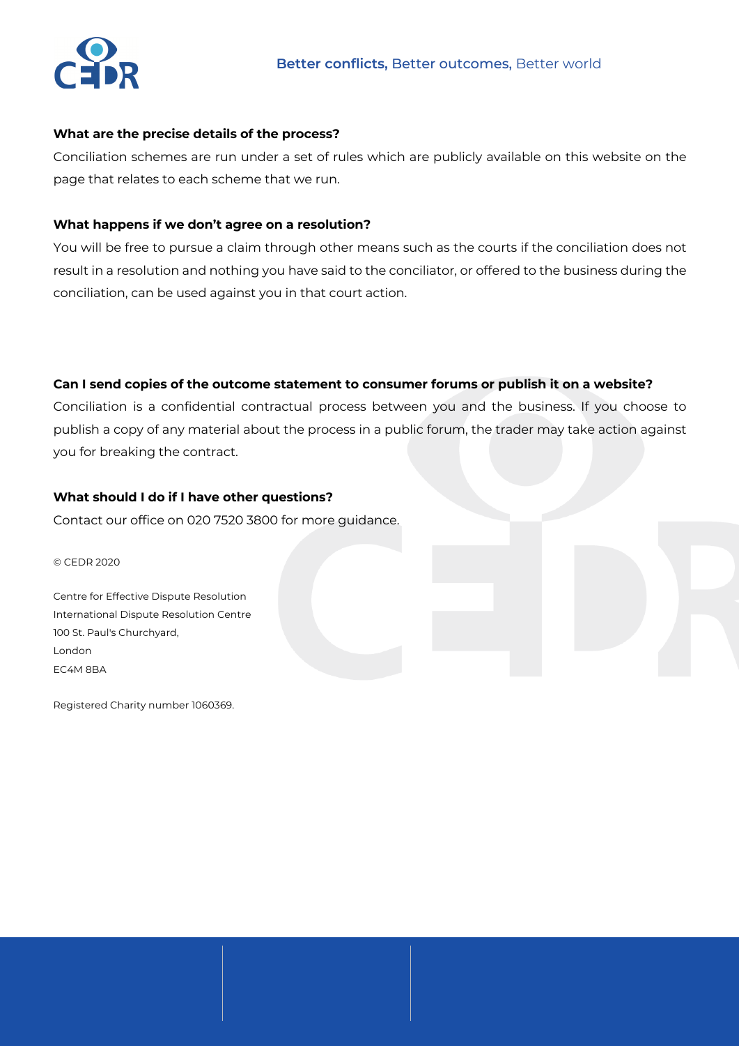### What are the precise details of the process?

Conciliation schemes are run under a set of rules which are publicly available on this website on the page that relates to each scheme that we run.

### What happens if we don't agree on a resolution?

You will be free to pursue a claim through other means such as the courts if the conciliation does not result in a resolution and nothing you have said to the conciliator, or offered to the business during the conciliation, can be used against you in that court action.

### Can I send copies of the outcome statement to consumer forums or publish it on a website?

Conciliation is a confidential contractual process between you and the business. If you choose to publish a copy of any material about the process in a public forum, the trader may take action against you for breaking the contract.

### What should I do if I have other questions?

Contact our office on 020 7520 3800 for more guidance.

© CEDR 2020

Centre for Effective Dispute Resolution
International Dispute Resolution Centre
100 St. Paul's Churchyard,
London
EC4M 8BA

Registered Charity number 1060369.